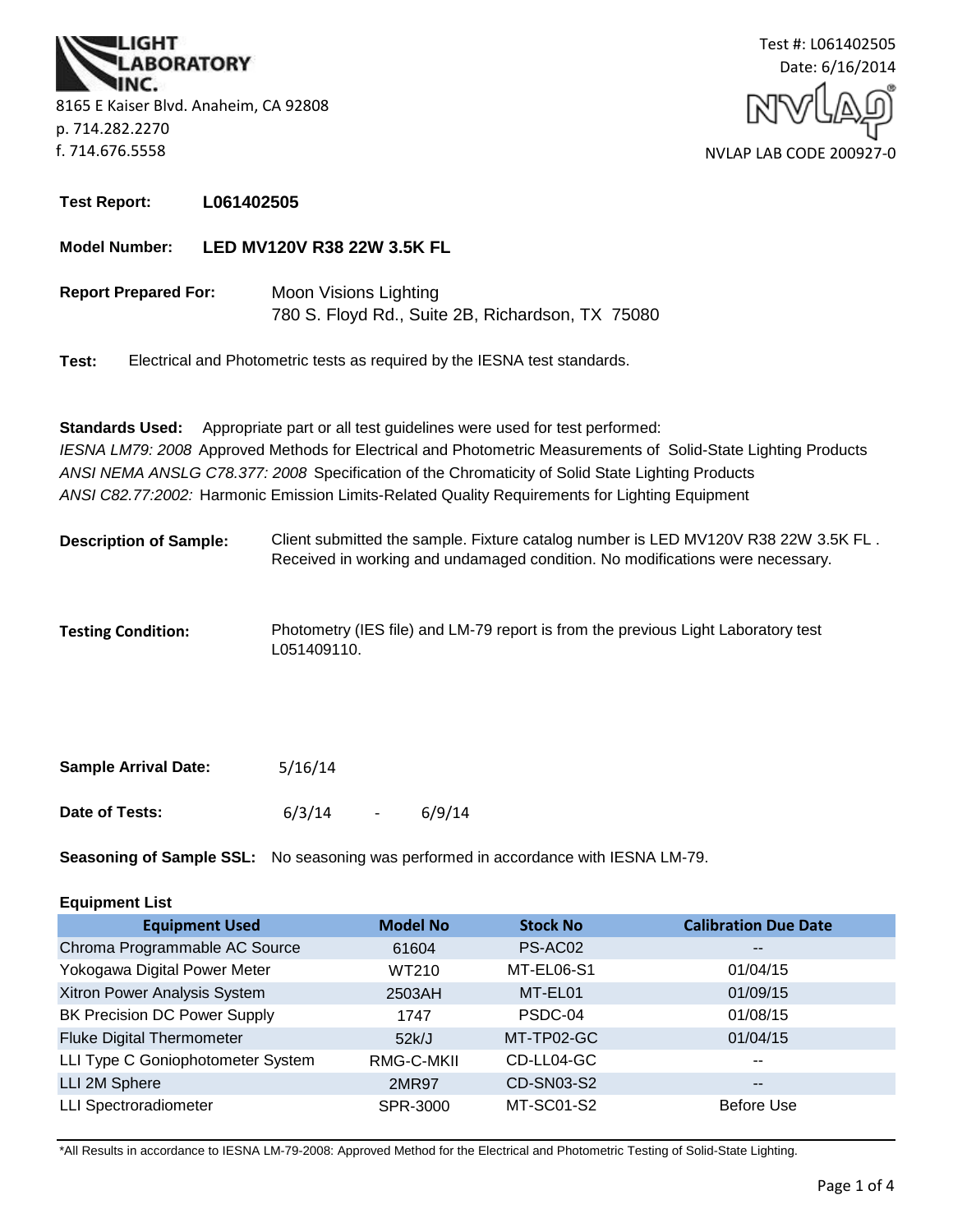LIGHT LABORATORY INC.

8165 E Kaiser Blvd. Anaheim, CA 92808
p. 714.282.2270
f. 714.676.5558

Test #: L061402505
Date: 6/16/2014

NVLAP LAB CODE 200927-0

**Test Report:** **L061402505**

**Model Number:** **LED MV120V R38 22W 3.5K FL**

**Report Prepared For:** Moon Visions Lighting
780 S. Floyd Rd., Suite 2B, Richardson, TX 75080

**Test:** Electrical and Photometric tests as required by the IESNA test standards.

**Standards Used:** Appropriate part or all test guidelines were used for test performed:
*IESNA LM79: 2008* Approved Methods for Electrical and Photometric Measurements of Solid-State Lighting Products
*ANSI NEMA ANSLG C78.377: 2008* Specification of the Chromaticity of Solid State Lighting Products
*ANSI C82.77:2002:* Harmonic Emission Limits-Related Quality Requirements for Lighting Equipment

**Description of Sample:** Client submitted the sample. Fixture catalog number is LED MV120V R38 22W 3.5K FL . Received in working and undamaged condition. No modifications were necessary.

**Testing Condition:** Photometry (IES file) and LM-79 report is from the previous Light Laboratory test L051409110.

**Sample Arrival Date:** 5/16/14

**Date of Tests:** 6/3/14 - 6/9/14

**Seasoning of Sample SSL:** No seasoning was performed in accordance with IESNA LM-79.

**Equipment List**

| Equipment Used | Model No | Stock No | Calibration Due Date |
|---|---|---|---|
| Chroma Programmable AC Source | 61604 | PS-AC02 | -- |
| Yokogawa Digital Power Meter | WT210 | MT-EL06-S1 | 01/04/15 |
| Xitron Power Analysis System | 2503AH | MT-EL01 | 01/09/15 |
| BK Precision DC Power Supply | 1747 | PSDC-04 | 01/08/15 |
| Fluke Digital Thermometer | 52k/J | MT-TP02-GC | 01/04/15 |
| LLI Type C Goniophotometer System | RMG-C-MKII | CD-LL04-GC | -- |
| LLI 2M Sphere | 2MR97 | CD-SN03-S2 | -- |
| LLI Spectroradiometer | SPR-3000 | MT-SC01-S2 | Before Use |

*All Results in accordance to IESNA LM-79-2008: Approved Method for the Electrical and Photometric Testing of Solid-State Lighting.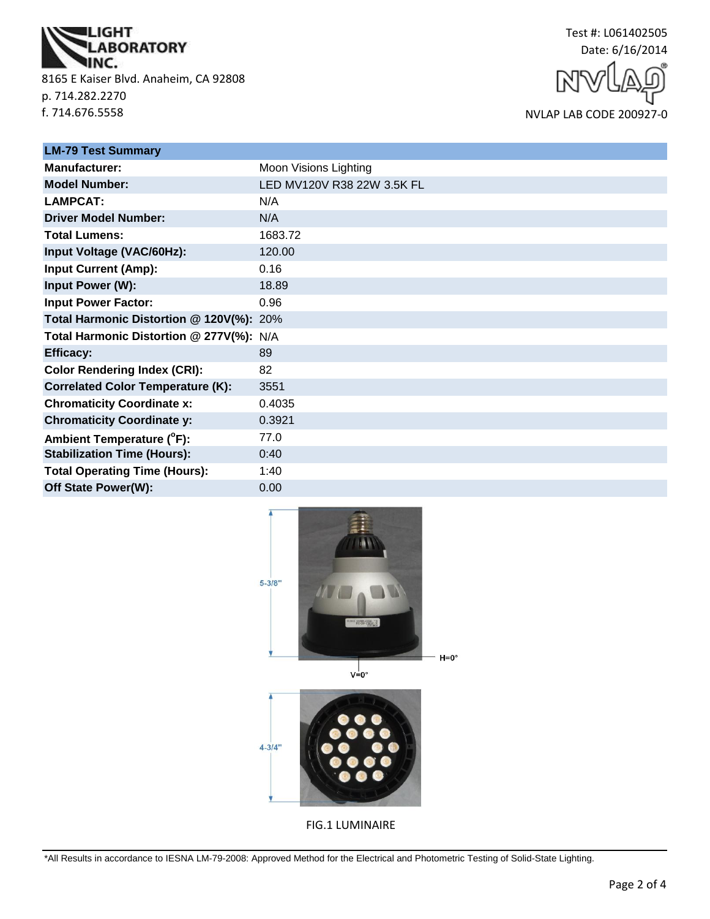LIGHT LABORATORY INC.

8165 E Kaiser Blvd. Anaheim, CA 92808
p. 714.282.2270
f. 714.676.5558

Test #: L061402505
Date: 6/16/2014

NVLAP LAB CODE 200927-0

| LM-79 Test Summary | |
|---|---|
| **Manufacturer:** | Moon Visions Lighting |
| **Model Number:** | LED MV120V R38 22W 3.5K FL |
| **LAMPCAT:** | N/A |
| **Driver Model Number:** | N/A |
| **Total Lumens:** | 1683.72 |
| **Input Voltage (VAC/60Hz):** | 120.00 |
| **Input Current (Amp):** | 0.16 |
| **Input Power (W):** | 18.89 |
| **Input Power Factor:** | 0.96 |
| **Total Harmonic Distortion @ 120V(%):** | 20% |
| **Total Harmonic Distortion @ 277V(%):** | N/A |
| **Efficacy:** | 89 |
| **Color Rendering Index (CRI):** | 82 |
| **Correlated Color Temperature (K):** | 3551 |
| **Chromaticity Coordinate x:** | 0.4035 |
| **Chromaticity Coordinate y:** | 0.3921 |
| **Ambient Temperature (°F):** | 77.0 |
| **Stabilization Time (Hours):** | 0:40 |
| **Total Operating Time (Hours):** | 1:40 |
| **Off State Power(W):** | 0.00 |

5-3/8"

H=0°

V=0°

4-3/4"

FIG.1 LUMINAIRE

*All Results in accordance to IESNA LM-79-2008: Approved Method for the Electrical and Photometric Testing of Solid-State Lighting.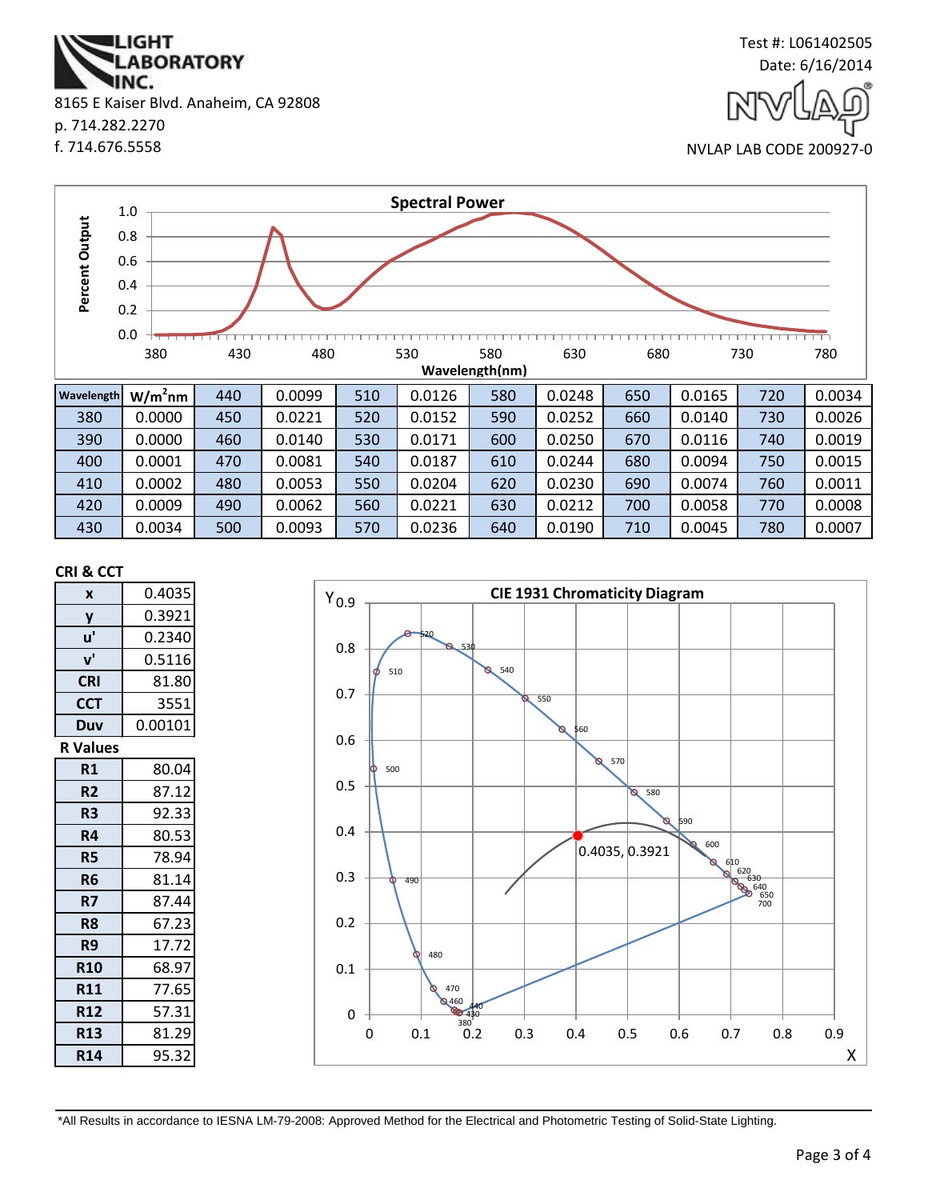LIGHT LABORATORY INC.
8165 E Kaiser Blvd. Anaheim, CA 92808
p. 714.282.2270
f. 714.676.5558

Test #: L061402505
Date: 6/16/2014
NVLAP LAB CODE 200927-0

## Spectral Power

| Wavelength | W/m²nm | | | | | | | | | | |
|---|---|---|---|---|---|---|---|---|---|---|---|
| 380 | 0.0000 | 440 | 0.0099 | 510 | 0.0126 | 580 | 0.0248 | 650 | 0.0165 | 720 | 0.0034 |
| 390 | 0.0000 | 450 | 0.0221 | 520 | 0.0152 | 590 | 0.0252 | 660 | 0.0140 | 730 | 0.0026 |
| 400 | 0.0001 | 460 | 0.0140 | 530 | 0.0171 | 600 | 0.0250 | 670 | 0.0116 | 740 | 0.0019 |
| 410 | 0.0002 | 470 | 0.0081 | 540 | 0.0187 | 610 | 0.0244 | 680 | 0.0094 | 750 | 0.0015 |
| 420 | 0.0009 | 480 | 0.0053 | 550 | 0.0204 | 620 | 0.0230 | 690 | 0.0074 | 760 | 0.0011 |
| 430 | 0.0034 | 490 | 0.0062 | 560 | 0.0221 | 630 | 0.0212 | 700 | 0.0058 | 770 | 0.0008 |
| | | 500 | 0.0093 | 570 | 0.0236 | 640 | 0.0190 | 710 | 0.0045 | 780 | 0.0007 |

### CRI & CCT

| | |
|---|---|
| x | 0.4035 |
| y | 0.3921 |
| u' | 0.2340 |
| v' | 0.5116 |
| CRI | 81.80 |
| CCT | 3551 |
| Duv | 0.00101 |

### R Values

| | |
|---|---|
| R1 | 80.04 |
| R2 | 87.12 |
| R3 | 92.33 |
| R4 | 80.53 |
| R5 | 78.94 |
| R6 | 81.14 |
| R7 | 87.44 |
| R8 | 67.23 |
| R9 | 17.72 |
| R10 | 68.97 |
| R11 | 77.65 |
| R12 | 57.31 |
| R13 | 81.29 |
| R14 | 95.32 |

## CIE 1931 Chromaticity Diagram

0.4035, 0.3921

*All Results in accordance to IESNA LM-79-2008: Approved Method for the Electrical and Photometric Testing of Solid-State Lighting.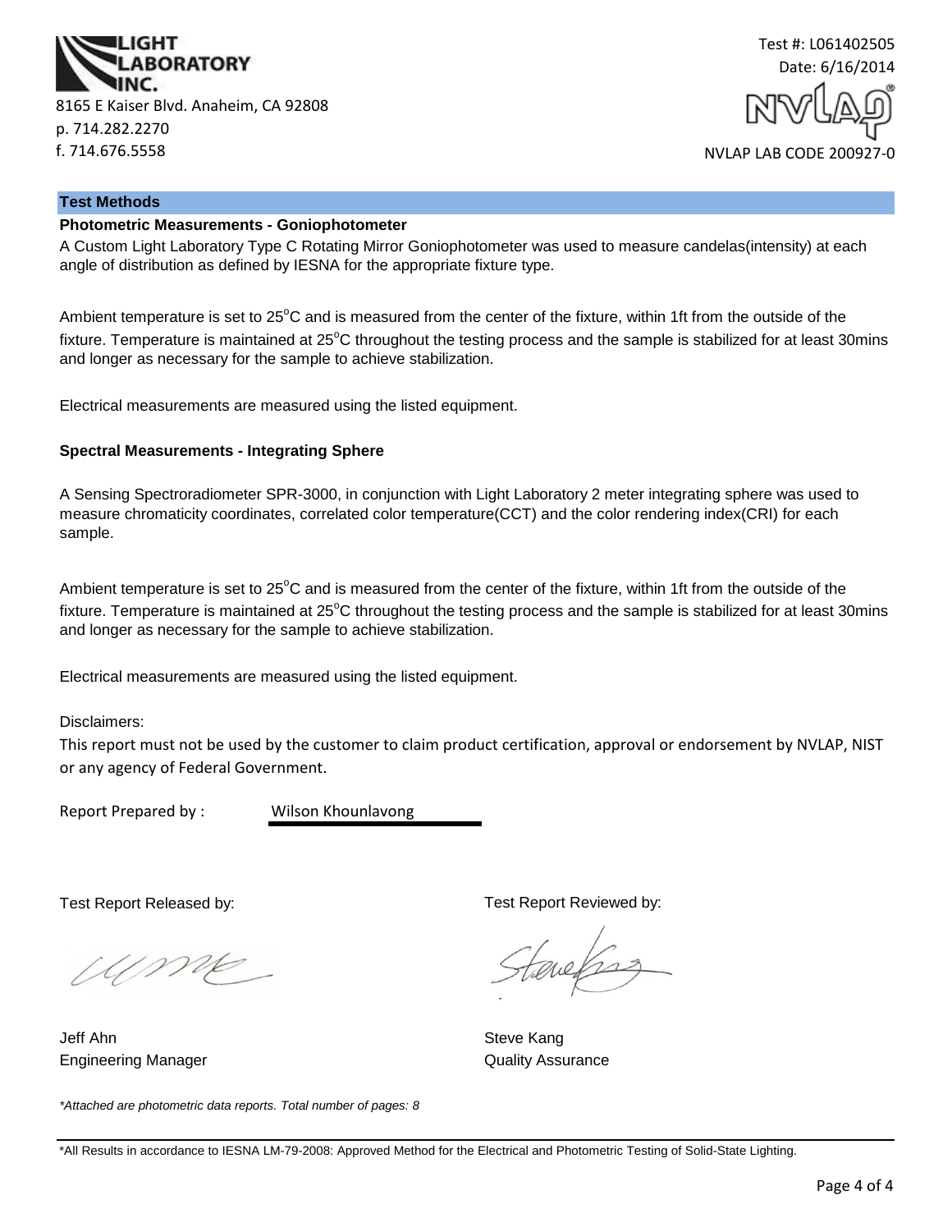LIGHT LABORATORY INC.

8165 E Kaiser Blvd. Anaheim, CA 92808
p. 714.282.2270
f. 714.676.5558

Test #: L061402505
Date: 6/16/2014

NVLAP LAB CODE 200927-0

## Test Methods

**Photometric Measurements - Goniophotometer**

A Custom Light Laboratory Type C Rotating Mirror Goniophotometer was used to measure candelas(intensity) at each angle of distribution as defined by IESNA for the appropriate fixture type.

Ambient temperature is set to 25°C and is measured from the center of the fixture, within 1ft from the outside of the fixture. Temperature is maintained at 25°C throughout the testing process and the sample is stabilized for at least 30mins and longer as necessary for the sample to achieve stabilization.

Electrical measurements are measured using the listed equipment.

**Spectral Measurements - Integrating Sphere**

A Sensing Spectroradiometer SPR-3000, in conjunction with Light Laboratory 2 meter integrating sphere was used to measure chromaticity coordinates, correlated color temperature(CCT) and the color rendering index(CRI) for each sample.

Ambient temperature is set to 25°C and is measured from the center of the fixture, within 1ft from the outside of the fixture. Temperature is maintained at 25°C throughout the testing process and the sample is stabilized for at least 30mins and longer as necessary for the sample to achieve stabilization.

Electrical measurements are measured using the listed equipment.

Disclaimers:

This report must not be used by the customer to claim product certification, approval or endorsement by NVLAP, NIST or any agency of Federal Government.

Report Prepared by : Wilson Khounlavong

Test Report Released by:

Jeff Ahn
Engineering Manager

Test Report Reviewed by:

Steve Kang
Quality Assurance

*Attached are photometric data reports. Total number of pages: 8*

*All Results in accordance to IESNA LM-79-2008: Approved Method for the Electrical and Photometric Testing of Solid-State Lighting.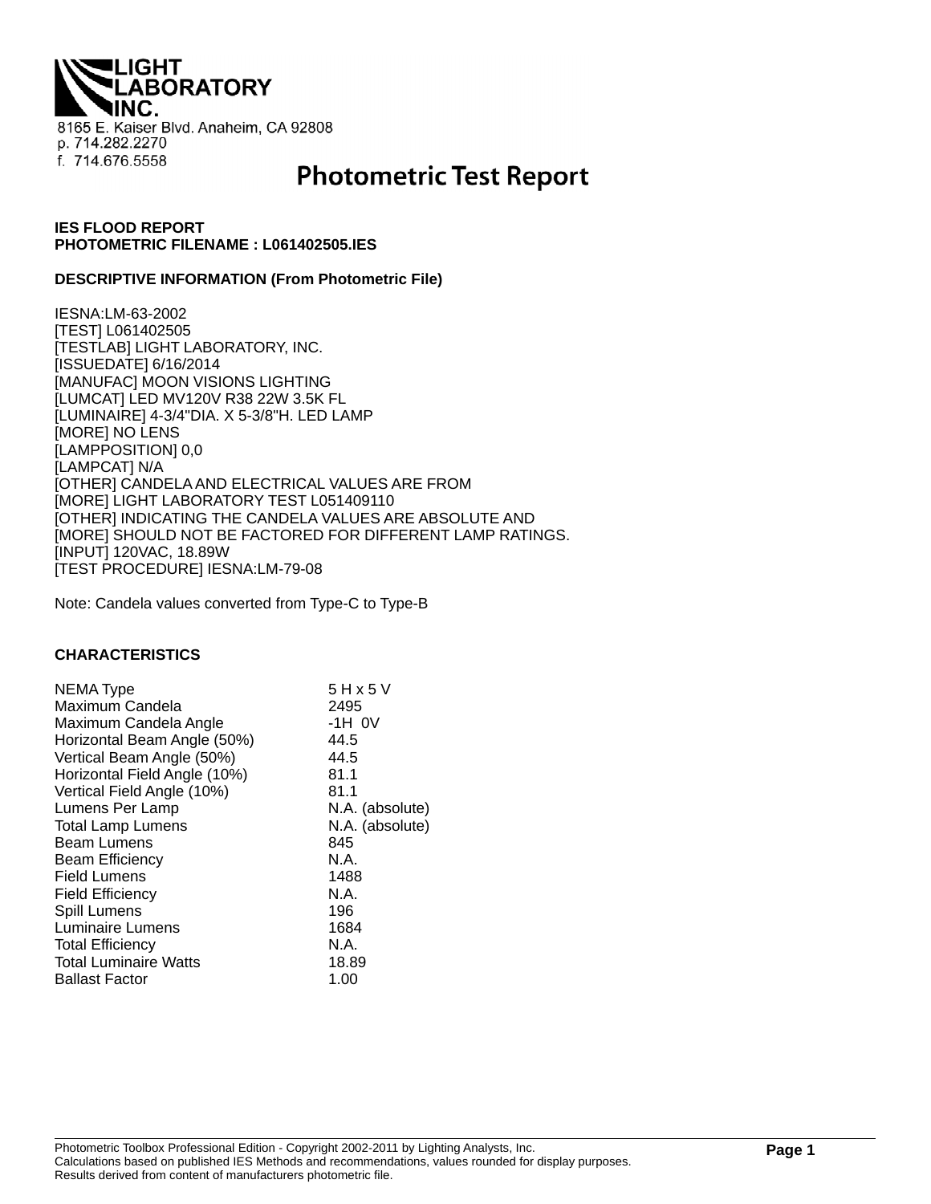**LIGHT LABORATORY INC.**

8165 E. Kaiser Blvd. Anaheim, CA 92808
p. 714.282.2270
f. 714.676.5558

# Photometric Test Report

**IES FLOOD REPORT**
**PHOTOMETRIC FILENAME : L061402505.IES**

**DESCRIPTIVE INFORMATION (From Photometric File)**

IESNA:LM-63-2002
[TEST] L061402505
[TESTLAB] LIGHT LABORATORY, INC.
[ISSUEDATE] 6/16/2014
[MANUFAC] MOON VISIONS LIGHTING
[LUMCAT] LED MV120V R38 22W 3.5K FL
[LUMINAIRE] 4-3/4"DIA. X 5-3/8"H. LED LAMP
[MORE] NO LENS
[LAMPPOSITION] 0,0
[LAMPCAT] N/A
[OTHER] CANDELA AND ELECTRICAL VALUES ARE FROM
[MORE] LIGHT LABORATORY TEST L051409110
[OTHER] INDICATING THE CANDELA VALUES ARE ABSOLUTE AND
[MORE] SHOULD NOT BE FACTORED FOR DIFFERENT LAMP RATINGS.
[INPUT] 120VAC, 18.89W
[TEST PROCEDURE] IESNA:LM-79-08

Note: Candela values converted from Type-C to Type-B

**CHARACTERISTICS**

| | |
|---|---|
| NEMA Type | 5 H x 5 V |
| Maximum Candela | 2495 |
| Maximum Candela Angle | -1H 0V |
| Horizontal Beam Angle (50%) | 44.5 |
| Vertical Beam Angle (50%) | 44.5 |
| Horizontal Field Angle (10%) | 81.1 |
| Vertical Field Angle (10%) | 81.1 |
| Lumens Per Lamp | N.A. (absolute) |
| Total Lamp Lumens | N.A. (absolute) |
| Beam Lumens | 845 |
| Beam Efficiency | N.A. |
| Field Lumens | 1488 |
| Field Efficiency | N.A. |
| Spill Lumens | 196 |
| Luminaire Lumens | 1684 |
| Total Efficiency | N.A. |
| Total Luminaire Watts | 18.89 |
| Ballast Factor | 1.00 |

Photometric Toolbox Professional Edition - Copyright 2002-2011 by Lighting Analysts, Inc.
Calculations based on published IES Methods and recommendations, values rounded for display purposes.
Results derived from content of manufacturers photometric file.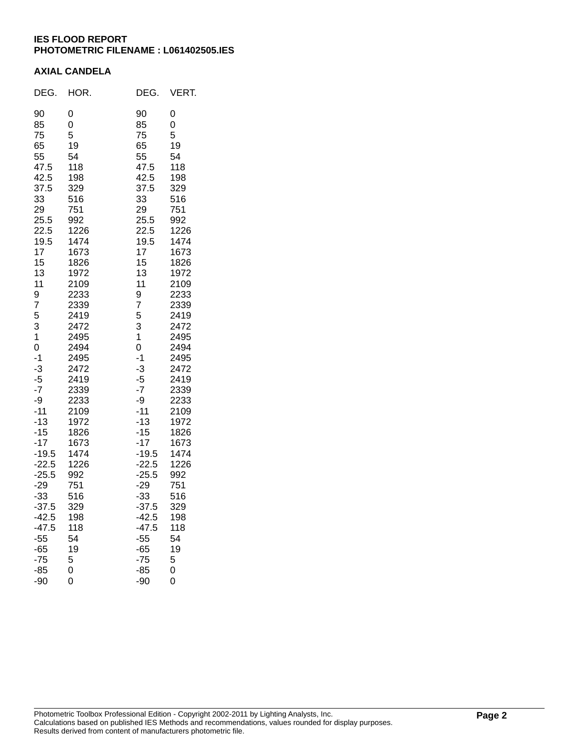**IES FLOOD REPORT**
**PHOTOMETRIC FILENAME : L061402505.IES**

**AXIAL CANDELA**

| DEG. | HOR. | DEG. | VERT. |
|---|---|---|---|
| 90 | 0 | 90 | 0 |
| 85 | 0 | 85 | 0 |
| 75 | 5 | 75 | 5 |
| 65 | 19 | 65 | 19 |
| 55 | 54 | 55 | 54 |
| 47.5 | 118 | 47.5 | 118 |
| 42.5 | 198 | 42.5 | 198 |
| 37.5 | 329 | 37.5 | 329 |
| 33 | 516 | 33 | 516 |
| 29 | 751 | 29 | 751 |
| 25.5 | 992 | 25.5 | 992 |
| 22.5 | 1226 | 22.5 | 1226 |
| 19.5 | 1474 | 19.5 | 1474 |
| 17 | 1673 | 17 | 1673 |
| 15 | 1826 | 15 | 1826 |
| 13 | 1972 | 13 | 1972 |
| 11 | 2109 | 11 | 2109 |
| 9 | 2233 | 9 | 2233 |
| 7 | 2339 | 7 | 2339 |
| 5 | 2419 | 5 | 2419 |
| 3 | 2472 | 3 | 2472 |
| 1 | 2495 | 1 | 2495 |
| 0 | 2494 | 0 | 2494 |
| -1 | 2495 | -1 | 2495 |
| -3 | 2472 | -3 | 2472 |
| -5 | 2419 | -5 | 2419 |
| -7 | 2339 | -7 | 2339 |
| -9 | 2233 | -9 | 2233 |
| -11 | 2109 | -11 | 2109 |
| -13 | 1972 | -13 | 1972 |
| -15 | 1826 | -15 | 1826 |
| -17 | 1673 | -17 | 1673 |
| -19.5 | 1474 | -19.5 | 1474 |
| -22.5 | 1226 | -22.5 | 1226 |
| -25.5 | 992 | -25.5 | 992 |
| -29 | 751 | -29 | 751 |
| -33 | 516 | -33 | 516 |
| -37.5 | 329 | -37.5 | 329 |
| -42.5 | 198 | -42.5 | 198 |
| -47.5 | 118 | -47.5 | 118 |
| -55 | 54 | -55 | 54 |
| -65 | 19 | -65 | 19 |
| -75 | 5 | -75 | 5 |
| -85 | 0 | -85 | 0 |
| -90 | 0 | -90 | 0 |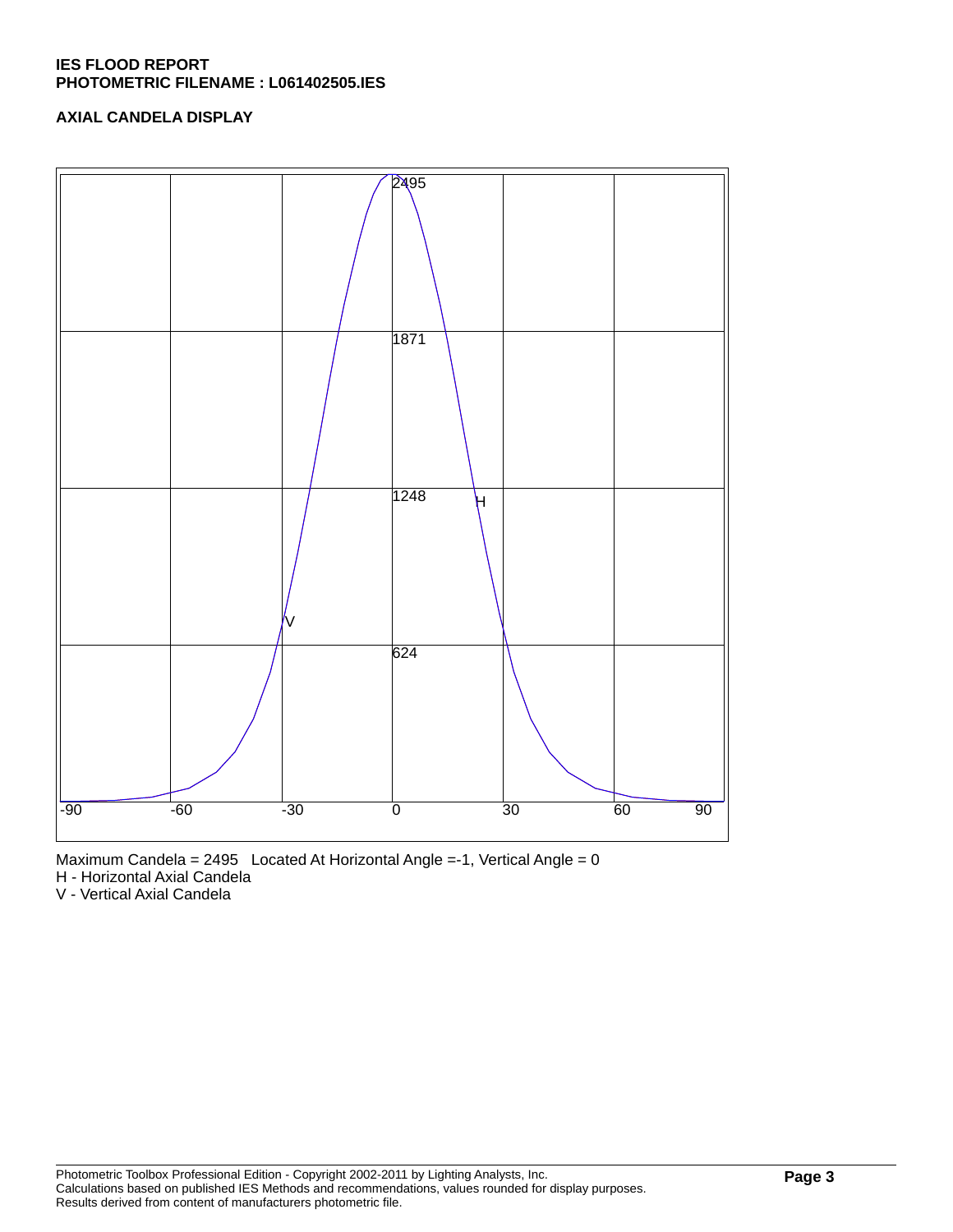**IES FLOOD REPORT**
**PHOTOMETRIC FILENAME : L061402505.IES**

**AXIAL CANDELA DISPLAY**

Maximum Candela = 2495 Located At Horizontal Angle =-1, Vertical Angle = 0
H - Horizontal Axial Candela
V - Vertical Axial Candela

Photometric Toolbox Professional Edition - Copyright 2002-2011 by Lighting Analysts, Inc.
Calculations based on published IES Methods and recommendations, values rounded for display purposes.
Results derived from content of manufacturers photometric file.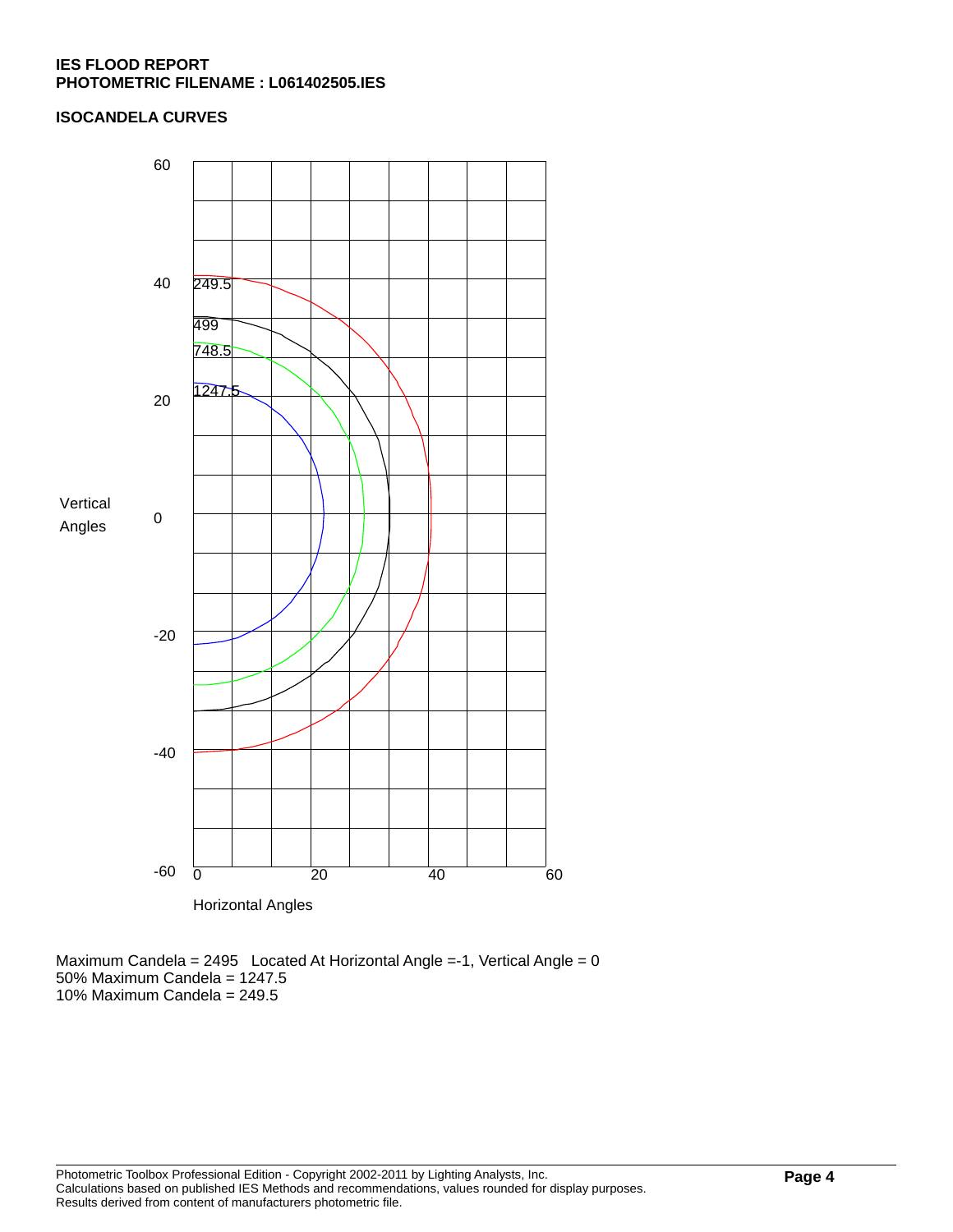**IES FLOOD REPORT**
**PHOTOMETRIC FILENAME : L061402505.IES**

**ISOCANDELA CURVES**

60
40
20
0
-20
-40
-60

Vertical Angles

249.5
499
748.5
1247.5

0
20
40
60

Horizontal Angles

Maximum Candela = 2495 Located At Horizontal Angle =-1, Vertical Angle = 0
50% Maximum Candela = 1247.5
10% Maximum Candela = 249.5

Photometric Toolbox Professional Edition - Copyright 2002-2011 by Lighting Analysts, Inc.
Calculations based on published IES Methods and recommendations, values rounded for display purposes.
Results derived from content of manufacturers photometric file.